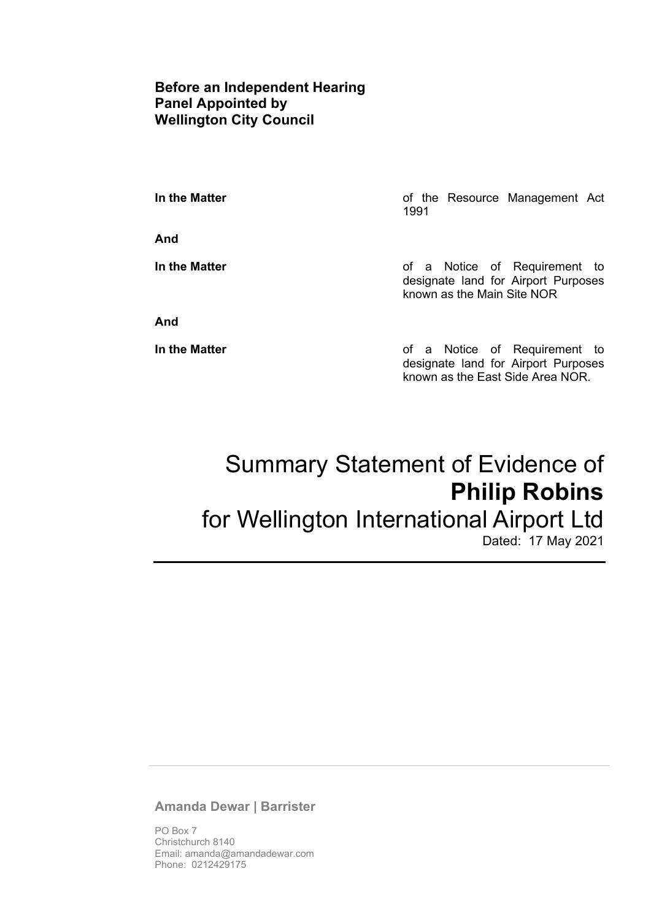**Before an Independent Hearing Panel Appointed by Wellington City Council**

| | |
|---|---|
| **In the Matter** | of the Resource Management Act 1991 |
| **And** | |
| **In the Matter** | of a Notice of Requirement to designate land for Airport Purposes known as the Main Site NOR |
| **And** | |
| **In the Matter** | of a Notice of Requirement to designate land for Airport Purposes known as the East Side Area NOR. |

# Summary Statement of Evidence of **Philip Robins** for Wellington International Airport Ltd

Dated: 17 May 2021

---

**Amanda Dewar | Barrister**

PO Box 7
Christchurch 8140
Email: amanda@amandadewar.com
Phone: 0212429175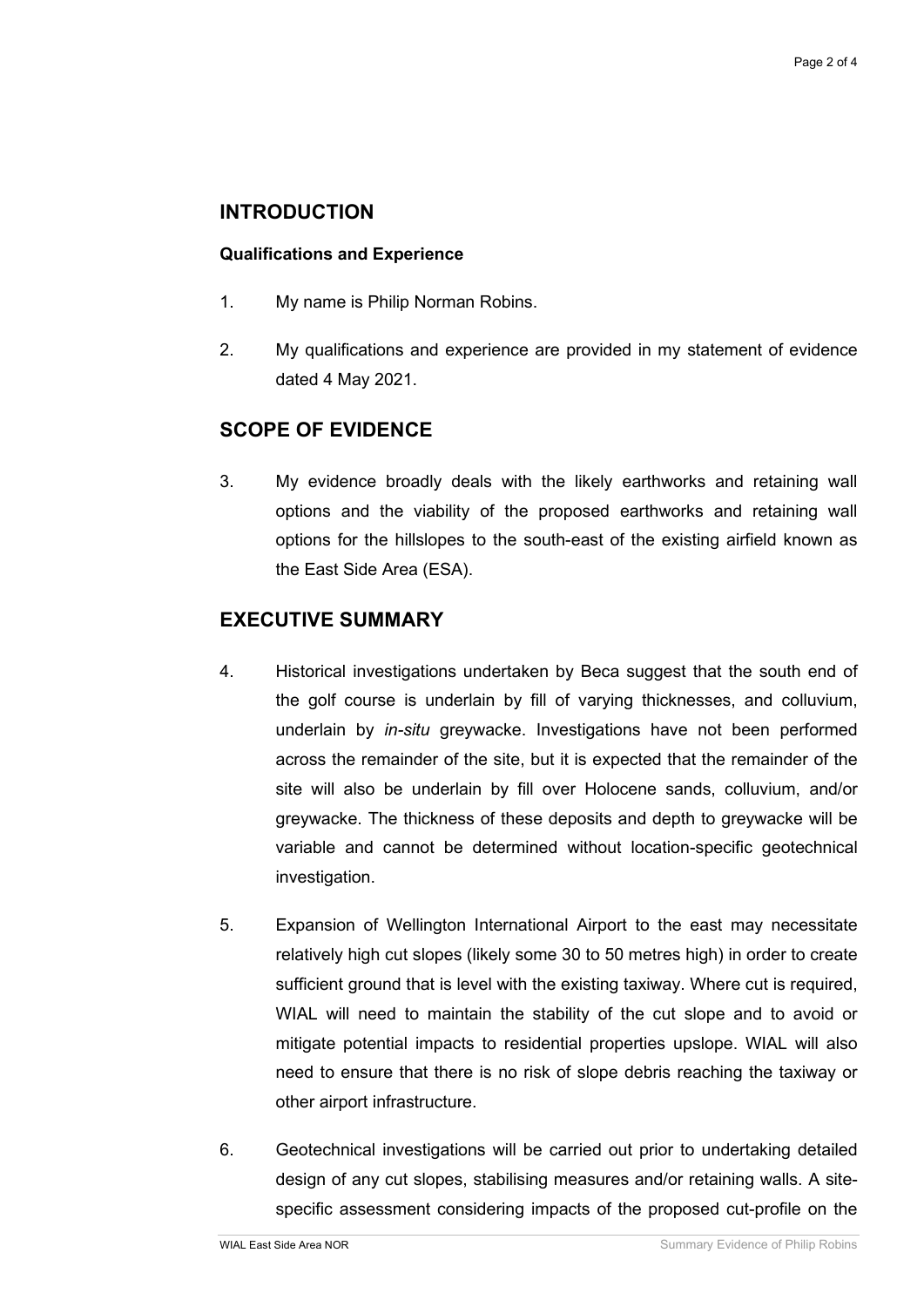## INTRODUCTION

### Qualifications and Experience

1. My name is Philip Norman Robins.

2. My qualifications and experience are provided in my statement of evidence dated 4 May 2021.

## SCOPE OF EVIDENCE

3. My evidence broadly deals with the likely earthworks and retaining wall options and the viability of the proposed earthworks and retaining wall options for the hillslopes to the south-east of the existing airfield known as the East Side Area (ESA).

## EXECUTIVE SUMMARY

4. Historical investigations undertaken by Beca suggest that the south end of the golf course is underlain by fill of varying thicknesses, and colluvium, underlain by *in-situ* greywacke. Investigations have not been performed across the remainder of the site, but it is expected that the remainder of the site will also be underlain by fill over Holocene sands, colluvium, and/or greywacke. The thickness of these deposits and depth to greywacke will be variable and cannot be determined without location-specific geotechnical investigation.

5. Expansion of Wellington International Airport to the east may necessitate relatively high cut slopes (likely some 30 to 50 metres high) in order to create sufficient ground that is level with the existing taxiway. Where cut is required, WIAL will need to maintain the stability of the cut slope and to avoid or mitigate potential impacts to residential properties upslope. WIAL will also need to ensure that there is no risk of slope debris reaching the taxiway or other airport infrastructure.

6. Geotechnical investigations will be carried out prior to undertaking detailed design of any cut slopes, stabilising measures and/or retaining walls. A site-specific assessment considering impacts of the proposed cut-profile on the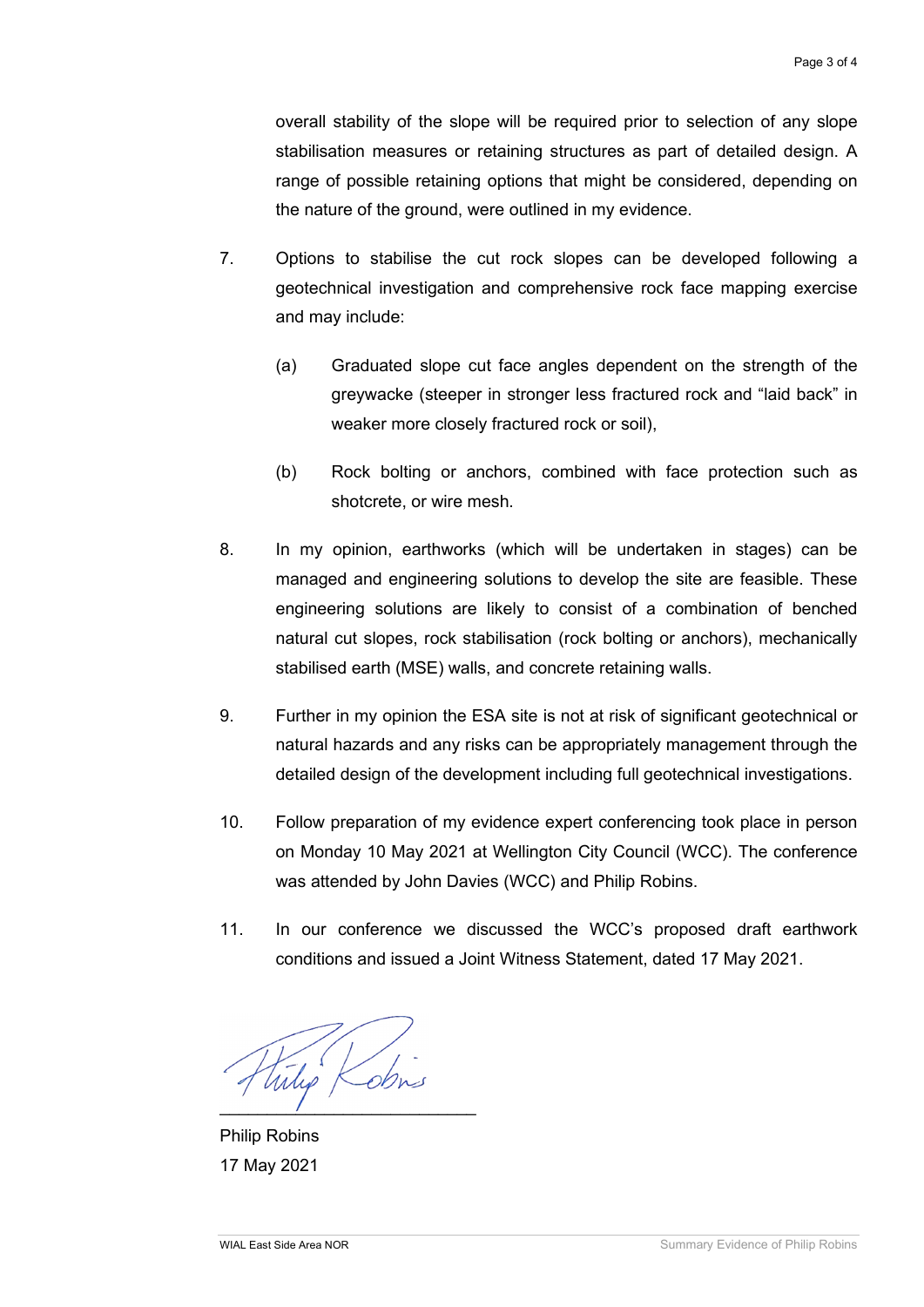overall stability of the slope will be required prior to selection of any slope stabilisation measures or retaining structures as part of detailed design. A range of possible retaining options that might be considered, depending on the nature of the ground, were outlined in my evidence.

7. Options to stabilise the cut rock slopes can be developed following a geotechnical investigation and comprehensive rock face mapping exercise and may include:

   (a) Graduated slope cut face angles dependent on the strength of the greywacke (steeper in stronger less fractured rock and "laid back" in weaker more closely fractured rock or soil),

   (b) Rock bolting or anchors, combined with face protection such as shotcrete, or wire mesh.

8. In my opinion, earthworks (which will be undertaken in stages) can be managed and engineering solutions to develop the site are feasible. These engineering solutions are likely to consist of a combination of benched natural cut slopes, rock stabilisation (rock bolting or anchors), mechanically stabilised earth (MSE) walls, and concrete retaining walls.

9. Further in my opinion the ESA site is not at risk of significant geotechnical or natural hazards and any risks can be appropriately management through the detailed design of the development including full geotechnical investigations.

10. Follow preparation of my evidence expert conferencing took place in person on Monday 10 May 2021 at Wellington City Council (WCC). The conference was attended by John Davies (WCC) and Philip Robins.

11. In our conference we discussed the WCC's proposed draft earthwork conditions and issued a Joint Witness Statement, dated 17 May 2021.

Philip Robins
17 May 2021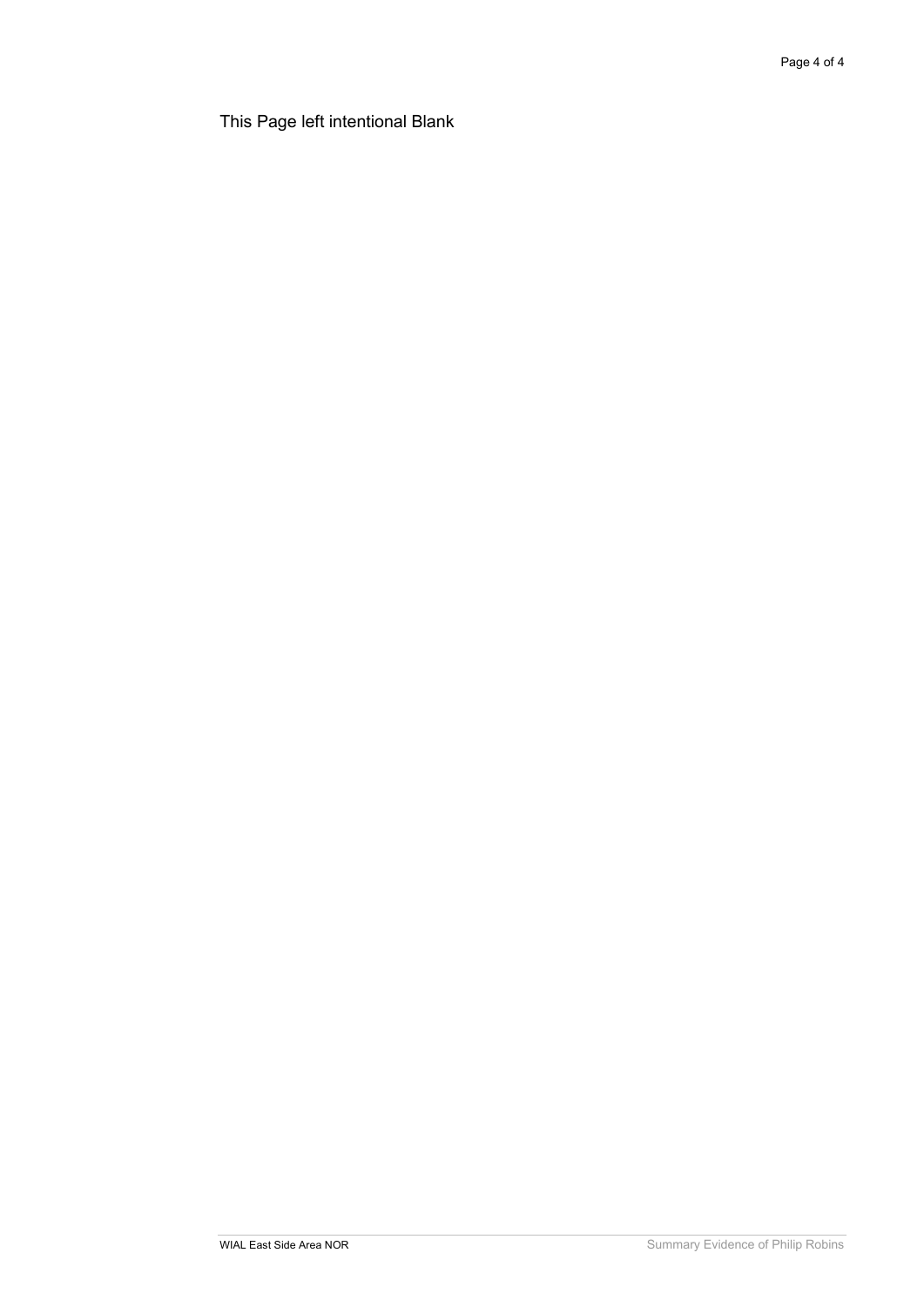This Page left intentional Blank